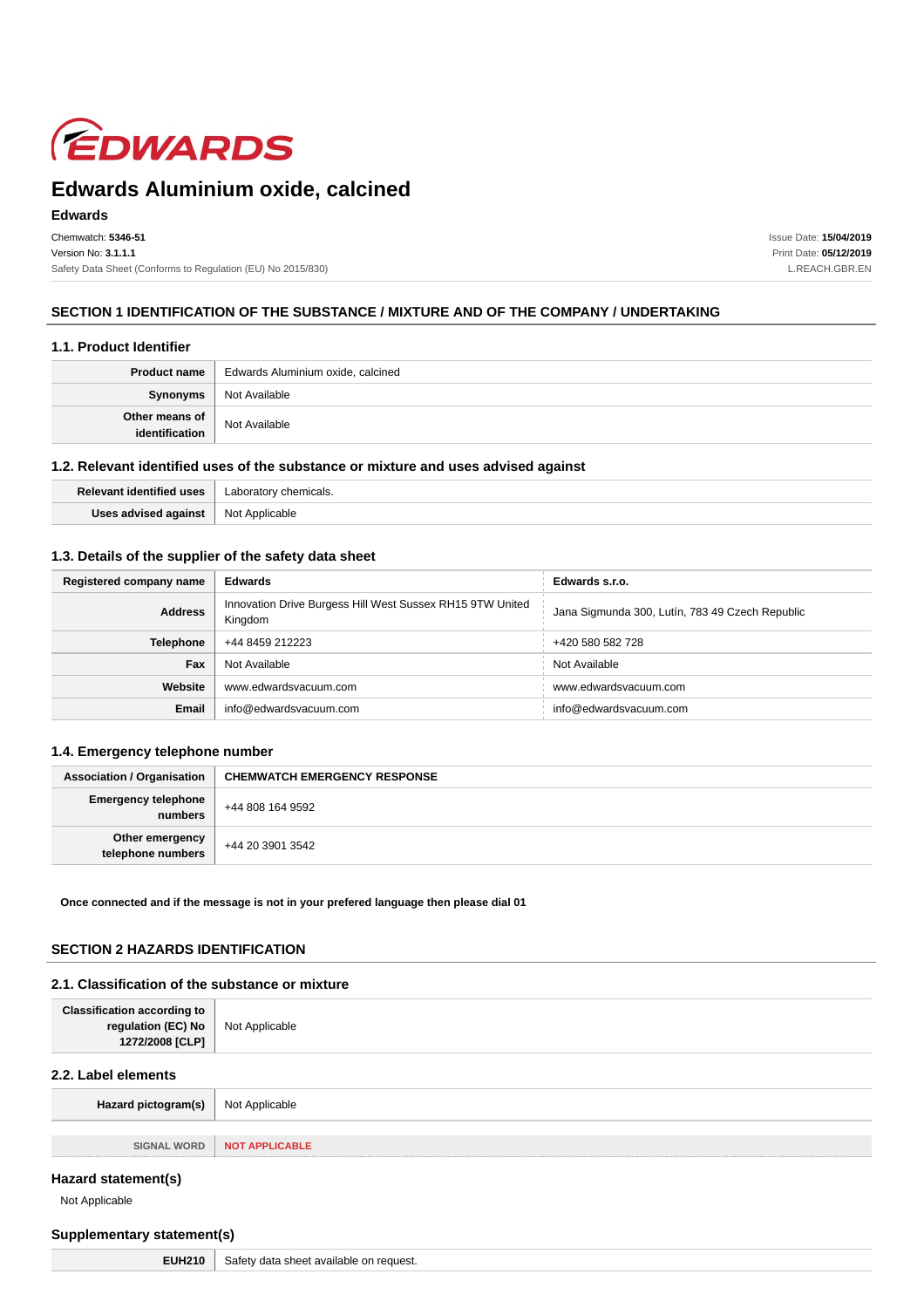EDWARDS

# Edwards Aluminium oxide, calcined

## Edwards

Chemwatch: **5346-51**
Version No: **3.1.1.1**
Safety Data Sheet (Conforms to Regulation (EU) No 2015/830)

Issue Date: **15/04/2019**
Print Date: **05/12/2019**
L.REACH.GBR.EN

## SECTION 1 IDENTIFICATION OF THE SUBSTANCE / MIXTURE AND OF THE COMPANY / UNDERTAKING

### 1.1. Product Identifier

| | |
|---|---|
| **Product name** | Edwards Aluminium oxide, calcined |
| **Synonyms** | Not Available |
| **Other means of identification** | Not Available |

### 1.2. Relevant identified uses of the substance or mixture and uses advised against

| | |
|---|---|
| **Relevant identified uses** | Laboratory chemicals. |
| **Uses advised against** | Not Applicable |

### 1.3. Details of the supplier of the safety data sheet

| | | |
|---|---|---|
| **Registered company name** | **Edwards** | **Edwards s.r.o.** |
| **Address** | Innovation Drive Burgess Hill West Sussex RH15 9TW United Kingdom | Jana Sigmunda 300, Lutín, 783 49 Czech Republic |
| **Telephone** | +44 8459 212223 | +420 580 582 728 |
| **Fax** | Not Available | Not Available |
| **Website** | www.edwardsvacuum.com | www.edwardsvacuum.com |
| **Email** | info@edwardsvacuum.com | info@edwardsvacuum.com |

### 1.4. Emergency telephone number

| | |
|---|---|
| **Association / Organisation** | **CHEMWATCH EMERGENCY RESPONSE** |
| **Emergency telephone numbers** | +44 808 164 9592 |
| **Other emergency telephone numbers** | +44 20 3901 3542 |

**Once connected and if the message is not in your prefered language then please dial 01**

## SECTION 2 HAZARDS IDENTIFICATION

### 2.1. Classification of the substance or mixture

| | |
|---|---|
| **Classification according to regulation (EC) No 1272/2008 [CLP]** | Not Applicable |

### 2.2. Label elements

| | |
|---|---|
| **Hazard pictogram(s)** | Not Applicable |

| | |
|---|---|
| **SIGNAL WORD** | **NOT APPLICABLE** |

### Hazard statement(s)

Not Applicable

### Supplementary statement(s)

| | |
|---|---|
| **EUH210** | Safety data sheet available on request. |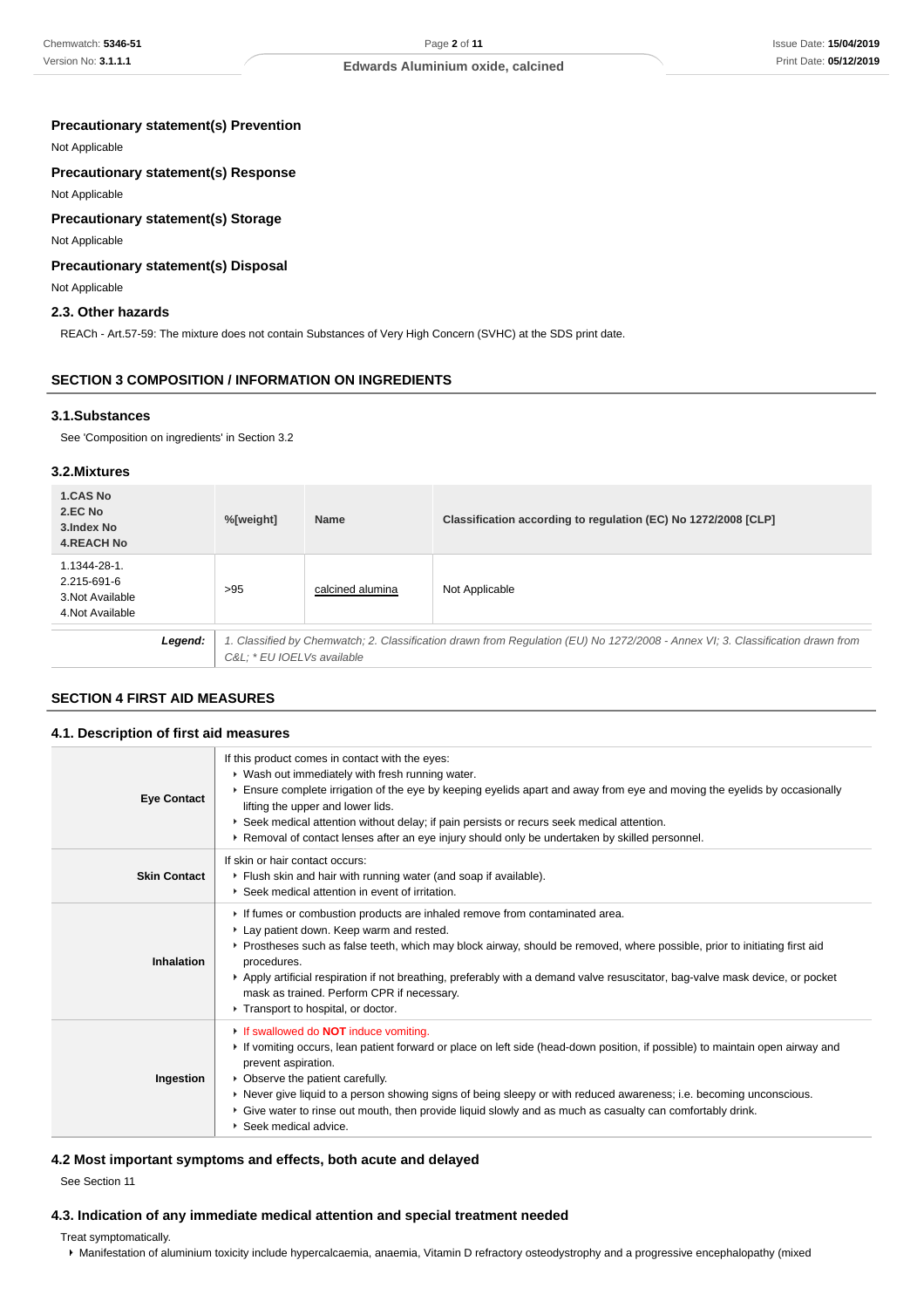### Precautionary statement(s) Prevention

Not Applicable

### Precautionary statement(s) Response

Not Applicable

### Precautionary statement(s) Storage

Not Applicable

### Precautionary statement(s) Disposal

Not Applicable

### 2.3. Other hazards

REACh - Art.57-59: The mixture does not contain Substances of Very High Concern (SVHC) at the SDS print date.

## SECTION 3 COMPOSITION / INFORMATION ON INGREDIENTS

### 3.1.Substances

See 'Composition on ingredients' in Section 3.2

### 3.2.Mixtures

| 1.CAS No<br>2.EC No<br>3.Index No<br>4.REACH No | %[weight] | Name | Classification according to regulation (EC) No 1272/2008 [CLP] |
|---|---|---|---|
| 1.1344-28-1.<br>2.215-691-6<br>3.Not Available<br>4.Not Available | >95 | calcined alumina | Not Applicable |
| ***Legend:*** | *1. Classified by Chemwatch; 2. Classification drawn from Regulation (EU) No 1272/2008 - Annex VI; 3. Classification drawn from C&L; * EU IOELVs available* | | |

## SECTION 4 FIRST AID MEASURES

### 4.1. Description of first aid measures

| | |
|---|---|
| **Eye Contact** | If this product comes in contact with the eyes:<br>▸ Wash out immediately with fresh running water.<br>▸ Ensure complete irrigation of the eye by keeping eyelids apart and away from eye and moving the eyelids by occasionally lifting the upper and lower lids.<br>▸ Seek medical attention without delay; if pain persists or recurs seek medical attention.<br>▸ Removal of contact lenses after an eye injury should only be undertaken by skilled personnel. |
| **Skin Contact** | If skin or hair contact occurs:<br>▸ Flush skin and hair with running water (and soap if available).<br>▸ Seek medical attention in event of irritation. |
| **Inhalation** | ▸ If fumes or combustion products are inhaled remove from contaminated area.<br>▸ Lay patient down. Keep warm and rested.<br>▸ Prostheses such as false teeth, which may block airway, should be removed, where possible, prior to initiating first aid procedures.<br>▸ Apply artificial respiration if not breathing, preferably with a demand valve resuscitator, bag-valve mask device, or pocket mask as trained. Perform CPR if necessary.<br>▸ Transport to hospital, or doctor. |
| **Ingestion** | ▸ If swallowed do **NOT** induce vomiting.<br>▸ If vomiting occurs, lean patient forward or place on left side (head-down position, if possible) to maintain open airway and prevent aspiration.<br>▸ Observe the patient carefully.<br>▸ Never give liquid to a person showing signs of being sleepy or with reduced awareness; i.e. becoming unconscious.<br>▸ Give water to rinse out mouth, then provide liquid slowly and as much as casualty can comfortably drink.<br>▸ Seek medical advice. |

### 4.2 Most important symptoms and effects, both acute and delayed

See Section 11

### 4.3. Indication of any immediate medical attention and special treatment needed

Treat symptomatically.

- Manifestation of aluminium toxicity include hypercalcaemia, anaemia, Vitamin D refractory osteodystrophy and a progressive encephalopathy (mixed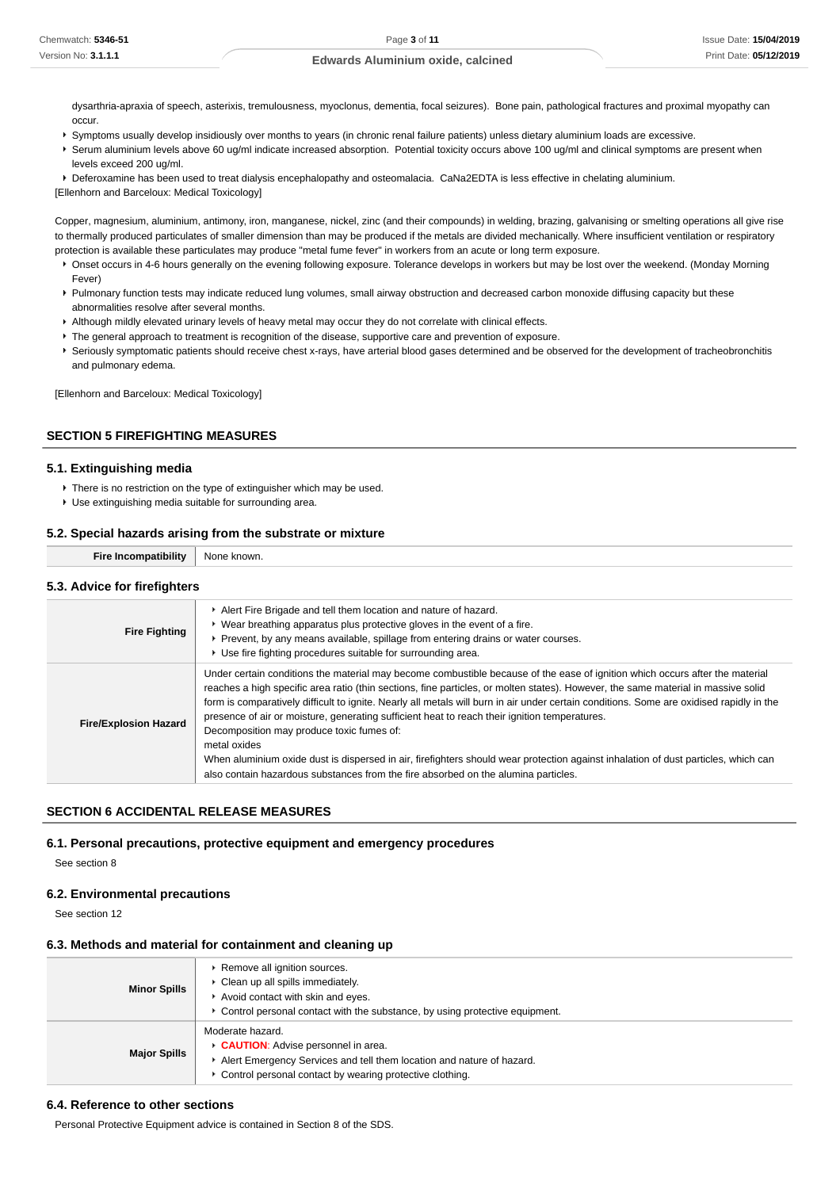dysarthria-apraxia of speech, asterixis, tremulousness, myoclonus, dementia, focal seizures). Bone pain, pathological fractures and proximal myopathy can occur.

- Symptoms usually develop insidiously over months to years (in chronic renal failure patients) unless dietary aluminium loads are excessive.
- Serum aluminium levels above 60 ug/ml indicate increased absorption. Potential toxicity occurs above 100 ug/ml and clinical symptoms are present when levels exceed 200 ug/ml.
- Deferoxamine has been used to treat dialysis encephalopathy and osteomalacia. CaNa2EDTA is less effective in chelating aluminium.

[Ellenhorn and Barceloux: Medical Toxicology]

Copper, magnesium, aluminium, antimony, iron, manganese, nickel, zinc (and their compounds) in welding, brazing, galvanising or smelting operations all give rise to thermally produced particulates of smaller dimension than may be produced if the metals are divided mechanically. Where insufficient ventilation or respiratory protection is available these particulates may produce "metal fume fever" in workers from an acute or long term exposure.

- Onset occurs in 4-6 hours generally on the evening following exposure. Tolerance develops in workers but may be lost over the weekend. (Monday Morning Fever)
- Pulmonary function tests may indicate reduced lung volumes, small airway obstruction and decreased carbon monoxide diffusing capacity but these abnormalities resolve after several months.
- Although mildly elevated urinary levels of heavy metal may occur they do not correlate with clinical effects.
- The general approach to treatment is recognition of the disease, supportive care and prevention of exposure.
- Seriously symptomatic patients should receive chest x-rays, have arterial blood gases determined and be observed for the development of tracheobronchitis and pulmonary edema.

[Ellenhorn and Barceloux: Medical Toxicology]

## SECTION 5 FIREFIGHTING MEASURES

### 5.1. Extinguishing media

- There is no restriction on the type of extinguisher which may be used.
- Use extinguishing media suitable for surrounding area.

### 5.2. Special hazards arising from the substrate or mixture

| | |
|---|---|
| **Fire Incompatibility** | None known. |

### 5.3. Advice for firefighters

| | |
|---|---|
| **Fire Fighting** | ‣ Alert Fire Brigade and tell them location and nature of hazard.<br>‣ Wear breathing apparatus plus protective gloves in the event of a fire.<br>‣ Prevent, by any means available, spillage from entering drains or water courses.<br>‣ Use fire fighting procedures suitable for surrounding area. |
| **Fire/Explosion Hazard** | Under certain conditions the material may become combustible because of the ease of ignition which occurs after the material reaches a high specific area ratio (thin sections, fine particles, or molten states). However, the same material in massive solid form is comparatively difficult to ignite. Nearly all metals will burn in air under certain conditions. Some are oxidised rapidly in the presence of air or moisture, generating sufficient heat to reach their ignition temperatures.<br>Decomposition may produce toxic fumes of:<br>metal oxides<br>When aluminium oxide dust is dispersed in air, firefighters should wear protection against inhalation of dust particles, which can also contain hazardous substances from the fire absorbed on the alumina particles. |

## SECTION 6 ACCIDENTAL RELEASE MEASURES

### 6.1. Personal precautions, protective equipment and emergency procedures

See section 8

### 6.2. Environmental precautions

See section 12

### 6.3. Methods and material for containment and cleaning up

| | |
|---|---|
| **Minor Spills** | ‣ Remove all ignition sources.<br>‣ Clean up all spills immediately.<br>‣ Avoid contact with skin and eyes.<br>‣ Control personal contact with the substance, by using protective equipment. |
| **Major Spills** | Moderate hazard.<br>‣ **CAUTION**: Advise personnel in area.<br>‣ Alert Emergency Services and tell them location and nature of hazard.<br>‣ Control personal contact by wearing protective clothing. |

### 6.4. Reference to other sections

Personal Protective Equipment advice is contained in Section 8 of the SDS.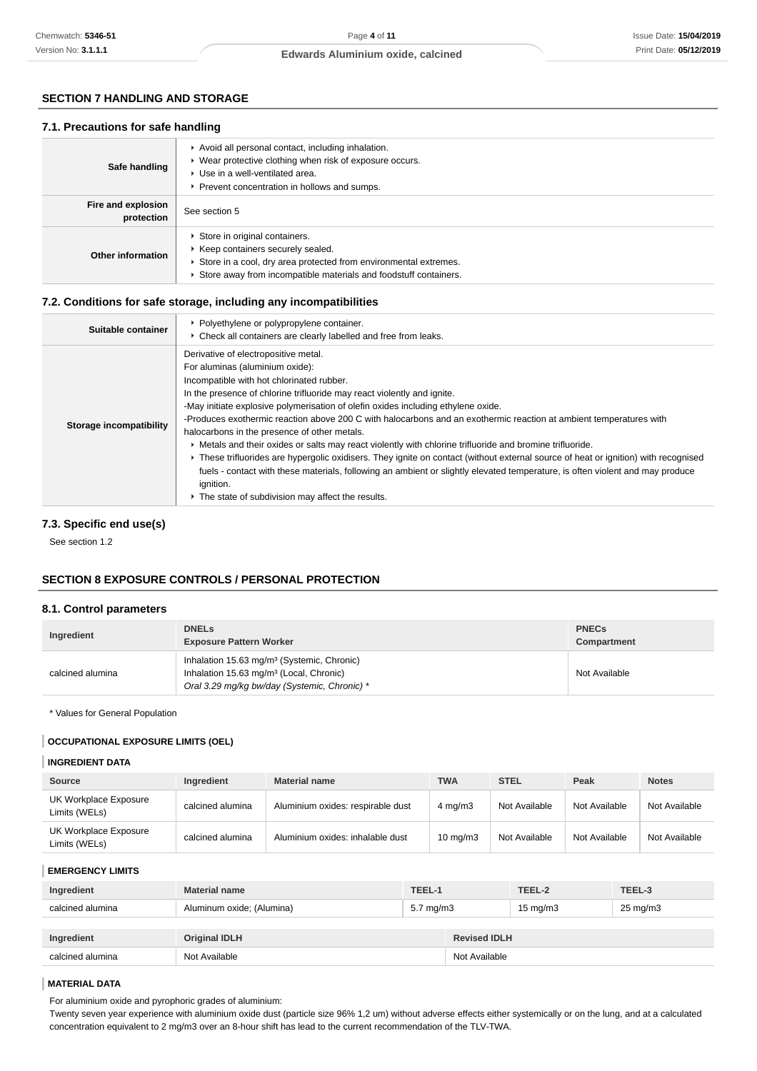## SECTION 7 HANDLING AND STORAGE

### 7.1. Precautions for safe handling

| | |
|---|---|
| **Safe handling** | ▸ Avoid all personal contact, including inhalation.<br>▸ Wear protective clothing when risk of exposure occurs.<br>▸ Use in a well-ventilated area.<br>▸ Prevent concentration in hollows and sumps. |
| **Fire and explosion protection** | See section 5 |
| **Other information** | ▸ Store in original containers.<br>▸ Keep containers securely sealed.<br>▸ Store in a cool, dry area protected from environmental extremes.<br>▸ Store away from incompatible materials and foodstuff containers. |

### 7.2. Conditions for safe storage, including any incompatibilities

| | |
|---|---|
| **Suitable container** | ▸ Polyethylene or polypropylene container.<br>▸ Check all containers are clearly labelled and free from leaks. |
| **Storage incompatibility** | Derivative of electropositive metal.<br>For aluminas (aluminium oxide):<br>Incompatible with hot chlorinated rubber.<br>In the presence of chlorine trifluoride may react violently and ignite.<br>-May initiate explosive polymerisation of olefin oxides including ethylene oxide.<br>-Produces exothermic reaction above 200 C with halocarbons and an exothermic reaction at ambient temperatures with halocarbons in the presence of other metals.<br>▸ Metals and their oxides or salts may react violently with chlorine trifluoride and bromine trifluoride.<br>▸ These trifluorides are hypergolic oxidisers. They ignite on contact (without external source of heat or ignition) with recognised fuels - contact with these materials, following an ambient or slightly elevated temperature, is often violent and may produce ignition.<br>▸ The state of subdivision may affect the results. |

### 7.3. Specific end use(s)

See section 1.2

## SECTION 8 EXPOSURE CONTROLS / PERSONAL PROTECTION

### 8.1. Control parameters

| Ingredient | DNELs<br>Exposure Pattern Worker | PNECs<br>Compartment |
|---|---|---|
| calcined alumina | Inhalation 15.63 mg/m³ (Systemic, Chronic)<br>Inhalation 15.63 mg/m³ (Local, Chronic)<br>*Oral 3.29 mg/kg bw/day (Systemic, Chronic) ** | Not Available |

\* Values for General Population

#### OCCUPATIONAL EXPOSURE LIMITS (OEL)

#### INGREDIENT DATA

| Source | Ingredient | Material name | TWA | STEL | Peak | Notes |
|---|---|---|---|---|---|---|
| UK Workplace Exposure Limits (WELs) | calcined alumina | Aluminium oxides: respirable dust | 4 mg/m3 | Not Available | Not Available | Not Available |
| UK Workplace Exposure Limits (WELs) | calcined alumina | Aluminium oxides: inhalable dust | 10 mg/m3 | Not Available | Not Available | Not Available |

#### EMERGENCY LIMITS

| Ingredient | Material name | TEEL-1 | TEEL-2 | TEEL-3 |
|---|---|---|---|---|
| calcined alumina | Aluminum oxide; (Alumina) | 5.7 mg/m3 | 15 mg/m3 | 25 mg/m3 |

| Ingredient | Original IDLH | Revised IDLH |
|---|---|---|
| calcined alumina | Not Available | Not Available |

#### MATERIAL DATA

For aluminium oxide and pyrophoric grades of aluminium:
Twenty seven year experience with aluminium oxide dust (particle size 96% 1,2 um) without adverse effects either systemically or on the lung, and at a calculated concentration equivalent to 2 mg/m3 over an 8-hour shift has lead to the current recommendation of the TLV-TWA.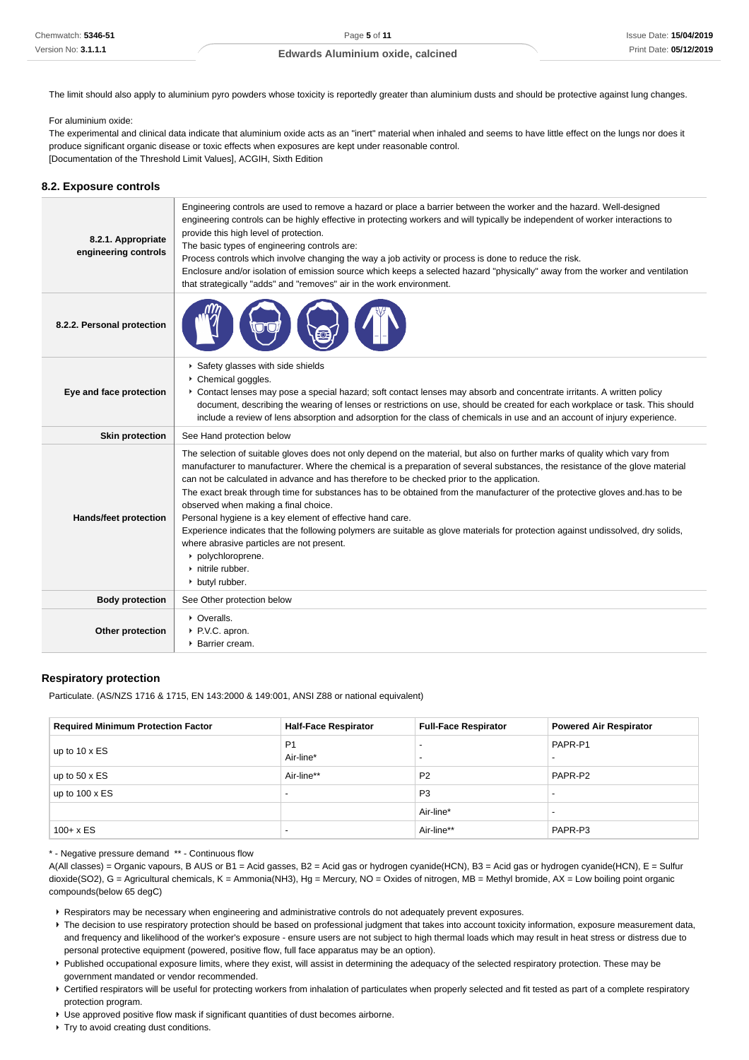The limit should also apply to aluminium pyro powders whose toxicity is reportedly greater than aluminium dusts and should be protective against lung changes.

For aluminium oxide:
The experimental and clinical data indicate that aluminium oxide acts as an "inert" material when inhaled and seems to have little effect on the lungs nor does it produce significant organic disease or toxic effects when exposures are kept under reasonable control.
[Documentation of the Threshold Limit Values], ACGIH, Sixth Edition

### 8.2. Exposure controls

| | |
|---|---|
| **8.2.1. Appropriate engineering controls** | Engineering controls are used to remove a hazard or place a barrier between the worker and the hazard. Well-designed engineering controls can be highly effective in protecting workers and will typically be independent of worker interactions to provide this high level of protection.<br>The basic types of engineering controls are:<br>Process controls which involve changing the way a job activity or process is done to reduce the risk.<br>Enclosure and/or isolation of emission source which keeps a selected hazard "physically" away from the worker and ventilation that strategically "adds" and "removes" air in the work environment. |
| **8.2.2. Personal protection** | |
| **Eye and face protection** | ▸ Safety glasses with side shields<br>▸ Chemical goggles.<br>▸ Contact lenses may pose a special hazard; soft contact lenses may absorb and concentrate irritants. A written policy document, describing the wearing of lenses or restrictions on use, should be created for each workplace or task. This should include a review of lens absorption and adsorption for the class of chemicals in use and an account of injury experience. |
| **Skin protection** | See Hand protection below |
| **Hands/feet protection** | The selection of suitable gloves does not only depend on the material, but also on further marks of quality which vary from manufacturer to manufacturer. Where the chemical is a preparation of several substances, the resistance of the glove material can not be calculated in advance and has therefore to be checked prior to the application.<br>The exact break through time for substances has to be obtained from the manufacturer of the protective gloves and.has to be observed when making a final choice.<br>Personal hygiene is a key element of effective hand care.<br>Experience indicates that the following polymers are suitable as glove materials for protection against undissolved, dry solids, where abrasive particles are not present.<br>▸ polychloroprene.<br>▸ nitrile rubber.<br>▸ butyl rubber. |
| **Body protection** | See Other protection below |
| **Other protection** | ▸ Overalls.<br>▸ P.V.C. apron.<br>▸ Barrier cream. |

### Respiratory protection

Particulate. (AS/NZS 1716 & 1715, EN 143:2000 & 149:001, ANSI Z88 or national equivalent)

| Required Minimum Protection Factor | Half-Face Respirator | Full-Face Respirator | Powered Air Respirator |
|---|---|---|---|
| up to 10 x ES | P1<br>Air-line* | -<br>- | PAPR-P1<br>- |
| up to 50 x ES | Air-line** | P2 | PAPR-P2 |
| up to 100 x ES | - | P3 | - |
| | | Air-line* | - |
| 100+ x ES | - | Air-line** | PAPR-P3 |

* - Negative pressure demand ** - Continuous flow
A(All classes) = Organic vapours, B AUS or B1 = Acid gasses, B2 = Acid gas or hydrogen cyanide(HCN), B3 = Acid gas or hydrogen cyanide(HCN), E = Sulfur dioxide(SO2), G = Agricultural chemicals, K = Ammonia(NH3), Hg = Mercury, NO = Oxides of nitrogen, MB = Methyl bromide, AX = Low boiling point organic compounds(below 65 degC)

- Respirators may be necessary when engineering and administrative controls do not adequately prevent exposures.
- The decision to use respiratory protection should be based on professional judgment that takes into account toxicity information, exposure measurement data, and frequency and likelihood of the worker's exposure - ensure users are not subject to high thermal loads which may result in heat stress or distress due to personal protective equipment (powered, positive flow, full face apparatus may be an option).
- Published occupational exposure limits, where they exist, will assist in determining the adequacy of the selected respiratory protection. These may be government mandated or vendor recommended.
- Certified respirators will be useful for protecting workers from inhalation of particulates when properly selected and fit tested as part of a complete respiratory protection program.
- Use approved positive flow mask if significant quantities of dust becomes airborne.
- Try to avoid creating dust conditions.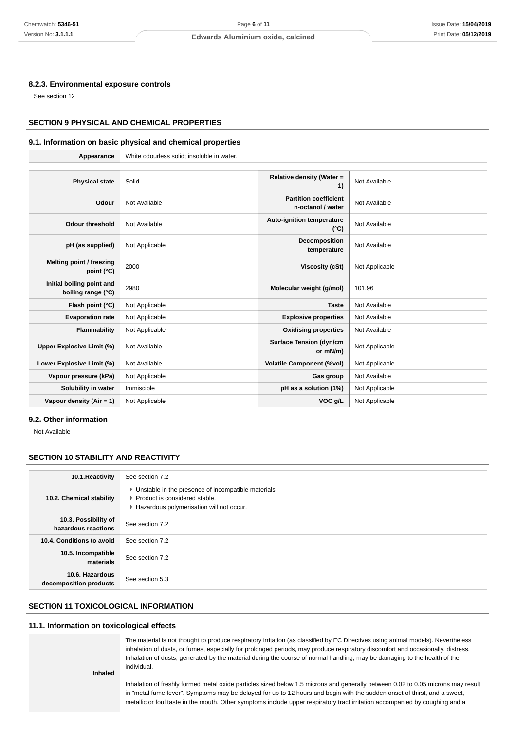### 8.2.3. Environmental exposure controls

See section 12

## SECTION 9 PHYSICAL AND CHEMICAL PROPERTIES

### 9.1. Information on basic physical and chemical properties

| Appearance | White odourless solid; insoluble in water. | | |
|---|---|---|---|
| **Physical state** | Solid | **Relative density (Water = 1)** | Not Available |
| **Odour** | Not Available | **Partition coefficient n-octanol / water** | Not Available |
| **Odour threshold** | Not Available | **Auto-ignition temperature (°C)** | Not Available |
| **pH (as supplied)** | Not Applicable | **Decomposition temperature** | Not Available |
| **Melting point / freezing point (°C)** | 2000 | **Viscosity (cSt)** | Not Applicable |
| **Initial boiling point and boiling range (°C)** | 2980 | **Molecular weight (g/mol)** | 101.96 |
| **Flash point (°C)** | Not Applicable | **Taste** | Not Available |
| **Evaporation rate** | Not Applicable | **Explosive properties** | Not Available |
| **Flammability** | Not Applicable | **Oxidising properties** | Not Available |
| **Upper Explosive Limit (%)** | Not Available | **Surface Tension (dyn/cm or mN/m)** | Not Applicable |
| **Lower Explosive Limit (%)** | Not Available | **Volatile Component (%vol)** | Not Applicable |
| **Vapour pressure (kPa)** | Not Applicable | **Gas group** | Not Available |
| **Solubility in water** | Immiscible | **pH as a solution (1%)** | Not Applicable |
| **Vapour density (Air = 1)** | Not Applicable | **VOC g/L** | Not Applicable |

### 9.2. Other information

Not Available

## SECTION 10 STABILITY AND REACTIVITY

| | |
|---|---|
| **10.1.Reactivity** | See section 7.2 |
| **10.2. Chemical stability** | ▸ Unstable in the presence of incompatible materials.<br>▸ Product is considered stable.<br>▸ Hazardous polymerisation will not occur. |
| **10.3. Possibility of hazardous reactions** | See section 7.2 |
| **10.4. Conditions to avoid** | See section 7.2 |
| **10.5. Incompatible materials** | See section 7.2 |
| **10.6. Hazardous decomposition products** | See section 5.3 |

## SECTION 11 TOXICOLOGICAL INFORMATION

### 11.1. Information on toxicological effects

| | |
|---|---|
| **Inhaled** | The material is not thought to produce respiratory irritation (as classified by EC Directives using animal models). Nevertheless inhalation of dusts, or fumes, especially for prolonged periods, may produce respiratory discomfort and occasionally, distress. Inhalation of dusts, generated by the material during the course of normal handling, may be damaging to the health of the individual.<br><br>Inhalation of freshly formed metal oxide particles sized below 1.5 microns and generally between 0.02 to 0.05 microns may result in "metal fume fever". Symptoms may be delayed for up to 12 hours and begin with the sudden onset of thirst, and a sweet, metallic or foul taste in the mouth. Other symptoms include upper respiratory tract irritation accompanied by coughing and a |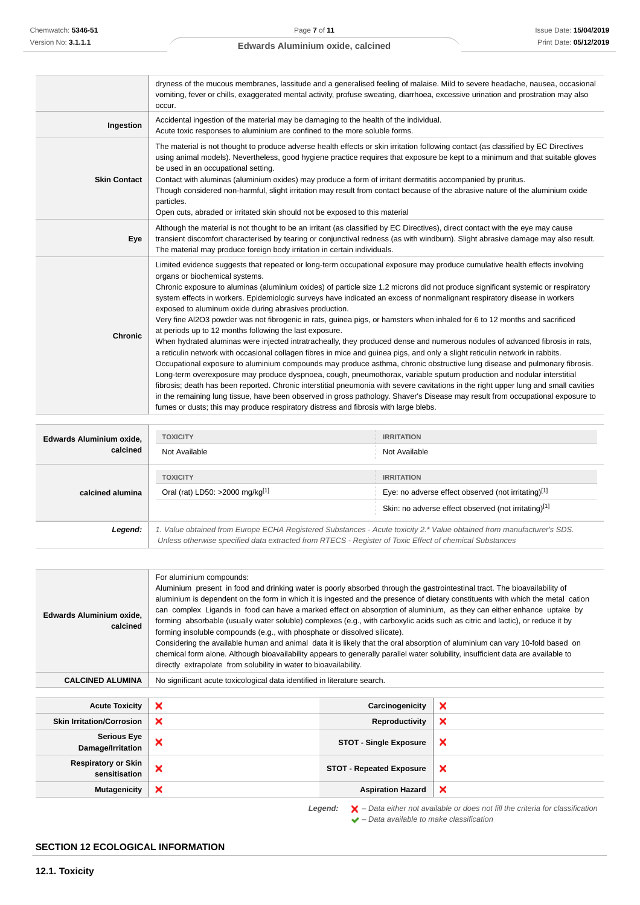| | |
|---|---|
| | dryness of the mucous membranes, lassitude and a generalised feeling of malaise. Mild to severe headache, nausea, occasional vomiting, fever or chills, exaggerated mental activity, profuse sweating, diarrhoea, excessive urination and prostration may also occur. |
| **Ingestion** | Accidental ingestion of the material may be damaging to the health of the individual.<br>Acute toxic responses to aluminium are confined to the more soluble forms. |
| **Skin Contact** | The material is not thought to produce adverse health effects or skin irritation following contact (as classified by EC Directives using animal models). Nevertheless, good hygiene practice requires that exposure be kept to a minimum and that suitable gloves be used in an occupational setting.<br>Contact with aluminas (aluminium oxides) may produce a form of irritant dermatitis accompanied by pruritus.<br>Though considered non-harmful, slight irritation may result from contact because of the abrasive nature of the aluminium oxide particles.<br>Open cuts, abraded or irritated skin should not be exposed to this material |
| **Eye** | Although the material is not thought to be an irritant (as classified by EC Directives), direct contact with the eye may cause transient discomfort characterised by tearing or conjunctival redness (as with windburn). Slight abrasive damage may also result. The material may produce foreign body irritation in certain individuals. |
| **Chronic** | Limited evidence suggests that repeated or long-term occupational exposure may produce cumulative health effects involving organs or biochemical systems.<br>Chronic exposure to aluminas (aluminium oxides) of particle size 1.2 microns did not produce significant systemic or respiratory system effects in workers. Epidemiologic surveys have indicated an excess of nonmalignant respiratory disease in workers exposed to aluminum oxide during abrasives production.<br>Very fine $Al_2O_3$ powder was not fibrogenic in rats, guinea pigs, or hamsters when inhaled for 6 to 12 months and sacrificed at periods up to 12 months following the last exposure.<br>When hydrated aluminas were injected intratracheally, they produced dense and numerous nodules of advanced fibrosis in rats, a reticulin network with occasional collagen fibres in mice and guinea pigs, and only a slight reticulin network in rabbits.<br>Occupational exposure to aluminium compounds may produce asthma, chronic obstructive lung disease and pulmonary fibrosis. Long-term overexposure may produce dyspnoea, cough, pneumothorax, variable sputum production and nodular interstitial fibrosis; death has been reported. Chronic interstitial pneumonia with severe cavitations in the right upper lung and small cavities in the remaining lung tissue, have been observed in gross pathology. Shaver's Disease may result from occupational exposure to fumes or dusts; this may produce respiratory distress and fibrosis with large blebs. |

| | TOXICITY | IRRITATION |
|---|---|---|
| **Edwards Aluminium oxide, calcined** | Not Available | Not Available |
| **calcined alumina** | Oral (rat) LD50: >2000 mg/kg[1] | Eye: no adverse effect observed (not irritating)[1] |
| | | Skin: no adverse effect observed (not irritating)[1] |
| ***Legend:*** | *1. Value obtained from Europe ECHA Registered Substances - Acute toxicity 2.\* Value obtained from manufacturer's SDS. Unless otherwise specified data extracted from RTECS - Register of Toxic Effect of chemical Substances* | |

| | |
|---|---|
| **Edwards Aluminium oxide, calcined** | For aluminium compounds:<br>Aluminium present in food and drinking water is poorly absorbed through the gastrointestinal tract. The bioavailability of aluminium is dependent on the form in which it is ingested and the presence of dietary constituents with which the metal cation can complex Ligands in food can have a marked effect on absorption of aluminium, as they can either enhance uptake by forming absorbable (usually water soluble) complexes (e.g., with carboxylic acids such as citric and lactic), or reduce it by forming insoluble compounds (e.g., with phosphate or dissolved silicate).<br>Considering the available human and animal data it is likely that the oral absorption of aluminium can vary 10-fold based on chemical form alone. Although bioavailability appears to generally parallel water solubility, insufficient data are available to directly extrapolate from solubility in water to bioavailability. |
| **CALCINED ALUMINA** | No significant acute toxicological data identified in literature search. |

| | | | |
|---|---|---|---|
| **Acute Toxicity** | ✘ | **Carcinogenicity** | ✘ |
| **Skin Irritation/Corrosion** | ✘ | **Reproductivity** | ✘ |
| **Serious Eye Damage/Irritation** | ✘ | **STOT - Single Exposure** | ✘ |
| **Respiratory or Skin sensitisation** | ✘ | **STOT - Repeated Exposure** | ✘ |
| **Mutagenicity** | ✘ | **Aspiration Hazard** | ✘ |

***Legend:*** ✘ *– Data either not available or does not fill the criteria for classification*
✔ *– Data available to make classification*

## SECTION 12 ECOLOGICAL INFORMATION

### 12.1. Toxicity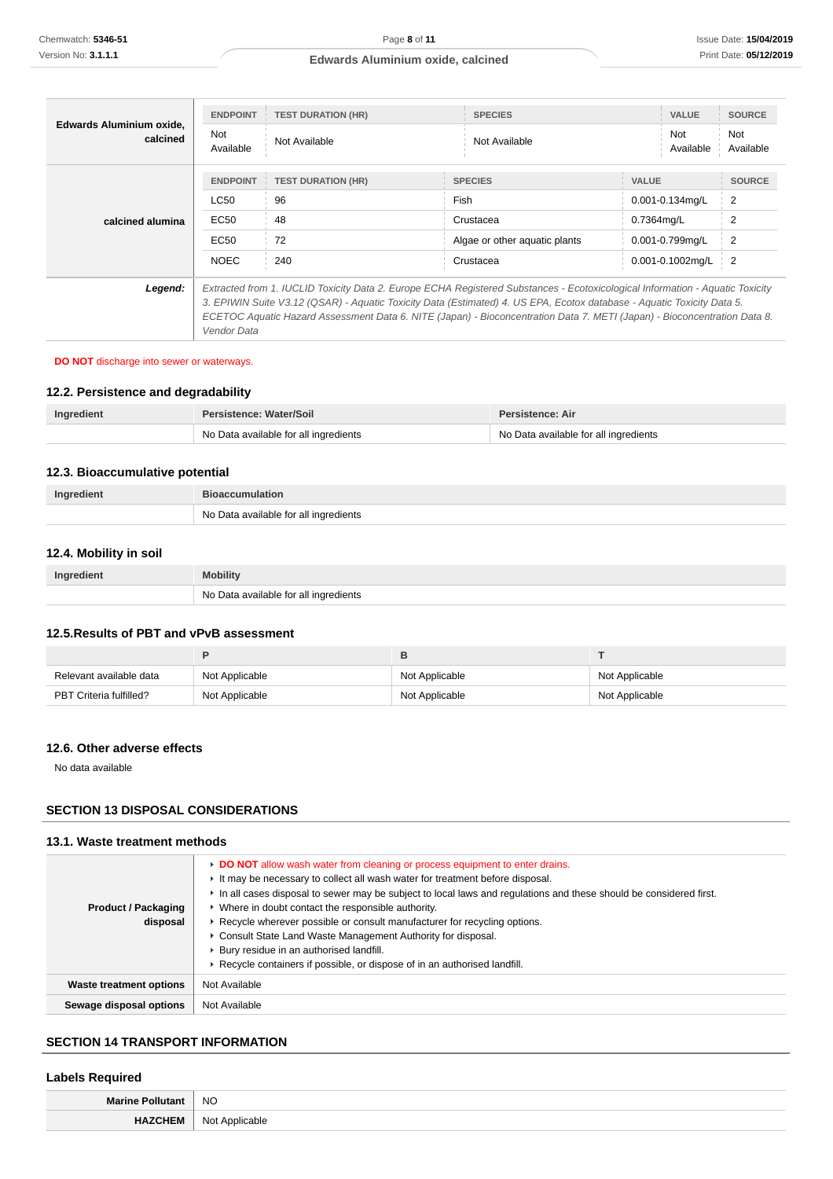| | ENDPOINT | TEST DURATION (HR) | SPECIES | VALUE | SOURCE |
|---|---|---|---|---|---|
| **Edwards Aluminium oxide, calcined** | Not Available | Not Available | Not Available | Not Available | Not Available |

| | ENDPOINT | TEST DURATION (HR) | SPECIES | VALUE | SOURCE |
|---|---|---|---|---|---|
| **calcined alumina** | LC50 | 96 | Fish | 0.001-0.134mg/L | 2 |
| | EC50 | 48 | Crustacea | 0.7364mg/L | 2 |
| | EC50 | 72 | Algae or other aquatic plants | 0.001-0.799mg/L | 2 |
| | NOEC | 240 | Crustacea | 0.001-0.1002mg/L | 2 |

| | |
|---|---|
| ***Legend:*** | *Extracted from 1. IUCLID Toxicity Data 2. Europe ECHA Registered Substances - Ecotoxicological Information - Aquatic Toxicity 3. EPIWIN Suite V3.12 (QSAR) - Aquatic Toxicity Data (Estimated) 4. US EPA, Ecotox database - Aquatic Toxicity Data 5. ECETOC Aquatic Hazard Assessment Data 6. NITE (Japan) - Bioconcentration Data 7. METI (Japan) - Bioconcentration Data 8. Vendor Data* |

**DO NOT** discharge into sewer or waterways.

### 12.2. Persistence and degradability

| Ingredient | Persistence: Water/Soil | Persistence: Air |
|---|---|---|
| | No Data available for all ingredients | No Data available for all ingredients |

### 12.3. Bioaccumulative potential

| Ingredient | Bioaccumulation |
|---|---|
| | No Data available for all ingredients |

### 12.4. Mobility in soil

| Ingredient | Mobility |
|---|---|
| | No Data available for all ingredients |

### 12.5.Results of PBT and vPvB assessment

| | P | B | T |
|---|---|---|---|
| Relevant available data | Not Applicable | Not Applicable | Not Applicable |
| PBT Criteria fulfilled? | Not Applicable | Not Applicable | Not Applicable |

### 12.6. Other adverse effects

No data available

## SECTION 13 DISPOSAL CONSIDERATIONS

### 13.1. Waste treatment methods

| | |
|---|---|
| **Product / Packaging disposal** | ▸ **DO NOT** allow wash water from cleaning or process equipment to enter drains.<br>▸ It may be necessary to collect all wash water for treatment before disposal.<br>▸ In all cases disposal to sewer may be subject to local laws and regulations and these should be considered first.<br>▸ Where in doubt contact the responsible authority.<br>▸ Recycle wherever possible or consult manufacturer for recycling options.<br>▸ Consult State Land Waste Management Authority for disposal.<br>▸ Bury residue in an authorised landfill.<br>▸ Recycle containers if possible, or dispose of in an authorised landfill. |
| **Waste treatment options** | Not Available |
| **Sewage disposal options** | Not Available |

## SECTION 14 TRANSPORT INFORMATION

### Labels Required

| | |
|---|---|
| **Marine Pollutant** | NO |
| **HAZCHEM** | Not Applicable |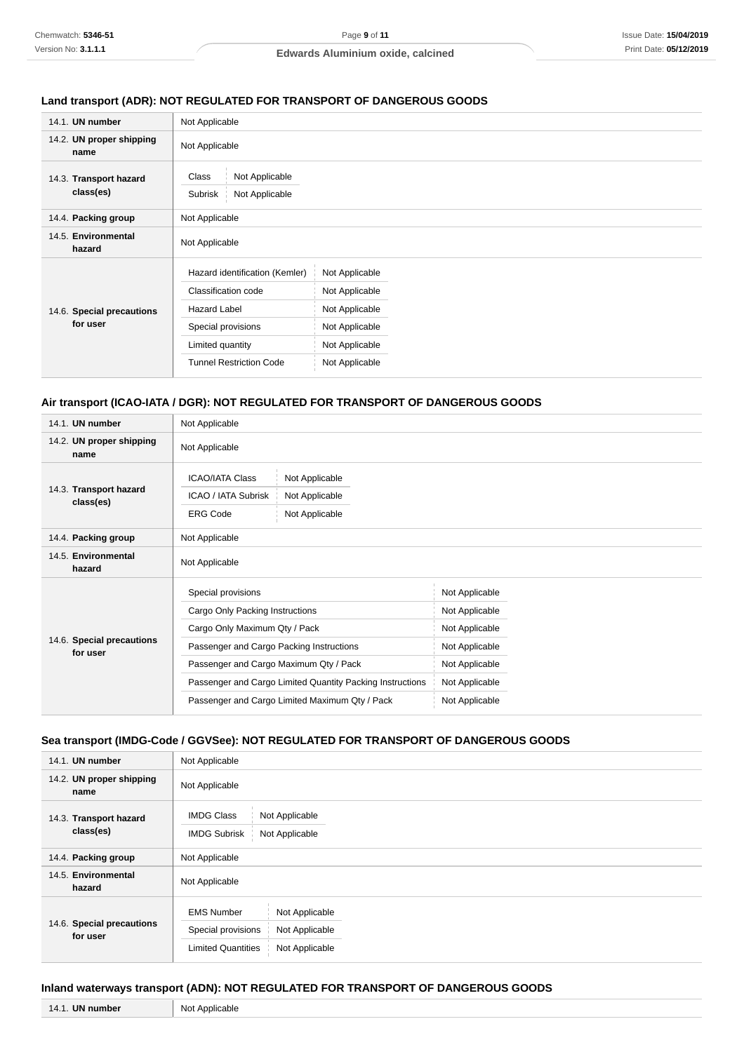### Land transport (ADR): NOT REGULATED FOR TRANSPORT OF DANGEROUS GOODS

| | |
|---|---|
| 14.1. **UN number** | Not Applicable |
| 14.2. **UN proper shipping name** | Not Applicable |
| 14.3. **Transport hazard class(es)** | Class: Not Applicable<br>Subrisk: Not Applicable |
| 14.4. **Packing group** | Not Applicable |
| 14.5. **Environmental hazard** | Not Applicable |
| 14.6. **Special precautions for user** | Hazard identification (Kemler): Not Applicable<br>Classification code: Not Applicable<br>Hazard Label: Not Applicable<br>Special provisions: Not Applicable<br>Limited quantity: Not Applicable<br>Tunnel Restriction Code: Not Applicable |

### Air transport (ICAO-IATA / DGR): NOT REGULATED FOR TRANSPORT OF DANGEROUS GOODS

| | |
|---|---|
| 14.1. **UN number** | Not Applicable |
| 14.2. **UN proper shipping name** | Not Applicable |
| 14.3. **Transport hazard class(es)** | ICAO/IATA Class: Not Applicable<br>ICAO / IATA Subrisk: Not Applicable<br>ERG Code: Not Applicable |
| 14.4. **Packing group** | Not Applicable |
| 14.5. **Environmental hazard** | Not Applicable |
| 14.6. **Special precautions for user** | Special provisions: Not Applicable<br>Cargo Only Packing Instructions: Not Applicable<br>Cargo Only Maximum Qty / Pack: Not Applicable<br>Passenger and Cargo Packing Instructions: Not Applicable<br>Passenger and Cargo Maximum Qty / Pack: Not Applicable<br>Passenger and Cargo Limited Quantity Packing Instructions: Not Applicable<br>Passenger and Cargo Limited Maximum Qty / Pack: Not Applicable |

### Sea transport (IMDG-Code / GGVSee): NOT REGULATED FOR TRANSPORT OF DANGEROUS GOODS

| | |
|---|---|
| 14.1. **UN number** | Not Applicable |
| 14.2. **UN proper shipping name** | Not Applicable |
| 14.3. **Transport hazard class(es)** | IMDG Class: Not Applicable<br>IMDG Subrisk: Not Applicable |
| 14.4. **Packing group** | Not Applicable |
| 14.5. **Environmental hazard** | Not Applicable |
| 14.6. **Special precautions for user** | EMS Number: Not Applicable<br>Special provisions: Not Applicable<br>Limited Quantities: Not Applicable |

### Inland waterways transport (ADN): NOT REGULATED FOR TRANSPORT OF DANGEROUS GOODS

| | |
|---|---|
| 14.1. **UN number** | Not Applicable |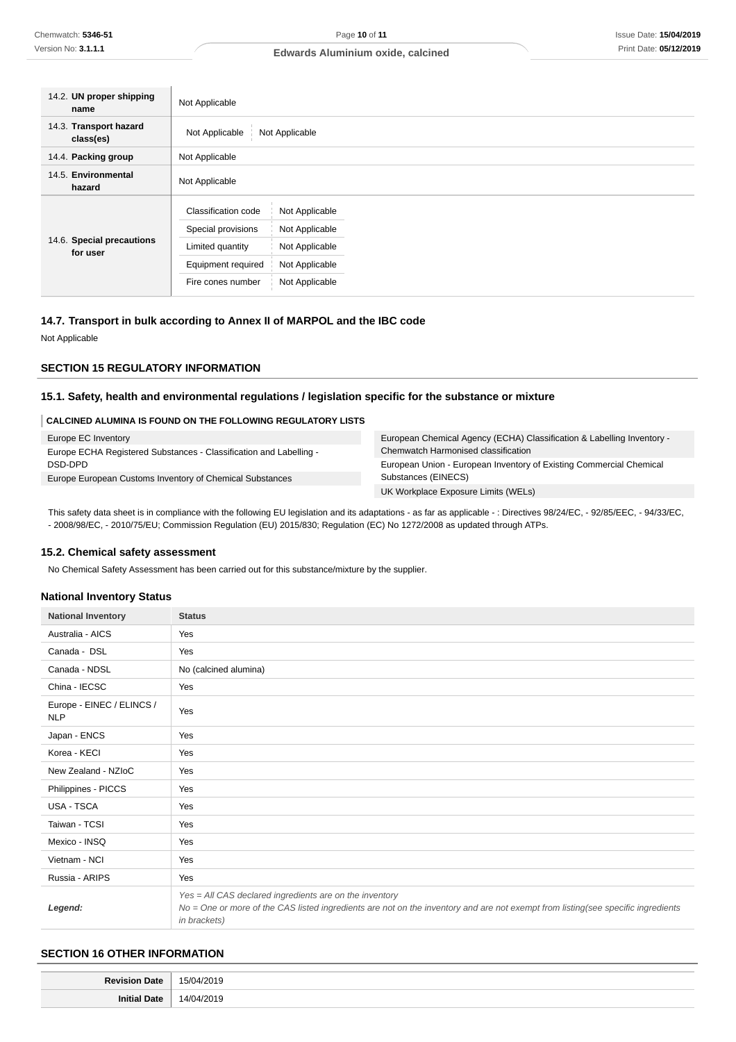| | |
|---|---|
| 14.2. **UN proper shipping name** | Not Applicable |
| 14.3. **Transport hazard class(es)** | Not Applicable / Not Applicable |
| 14.4. **Packing group** | Not Applicable |
| 14.5. **Environmental hazard** | Not Applicable |
| 14.6. **Special precautions for user** | Classification code: Not Applicable<br>Special provisions: Not Applicable<br>Limited quantity: Not Applicable<br>Equipment required: Not Applicable<br>Fire cones number: Not Applicable |

### 14.7. Transport in bulk according to Annex II of MARPOL and the IBC code

Not Applicable

## SECTION 15 REGULATORY INFORMATION

### 15.1. Safety, health and environmental regulations / legislation specific for the substance or mixture

**CALCINED ALUMINA IS FOUND ON THE FOLLOWING REGULATORY LISTS**

| | |
|---|---|
| Europe EC Inventory | European Chemical Agency (ECHA) Classification & Labelling Inventory - Chemwatch Harmonised classification |
| Europe ECHA Registered Substances - Classification and Labelling - DSD-DPD | European Union - European Inventory of Existing Commercial Chemical Substances (EINECS) |
| Europe European Customs Inventory of Chemical Substances | UK Workplace Exposure Limits (WELs) |

This safety data sheet is in compliance with the following EU legislation and its adaptations - as far as applicable - : Directives 98/24/EC, - 92/85/EEC, - 94/33/EC, - 2008/98/EC, - 2010/75/EU; Commission Regulation (EU) 2015/830; Regulation (EC) No 1272/2008 as updated through ATPs.

### 15.2. Chemical safety assessment

No Chemical Safety Assessment has been carried out for this substance/mixture by the supplier.

### National Inventory Status

| National Inventory | Status |
|---|---|
| Australia - AICS | Yes |
| Canada - DSL | Yes |
| Canada - NDSL | No (calcined alumina) |
| China - IECSC | Yes |
| Europe - EINEC / ELINCS / NLP | Yes |
| Japan - ENCS | Yes |
| Korea - KECI | Yes |
| New Zealand - NZIoC | Yes |
| Philippines - PICCS | Yes |
| USA - TSCA | Yes |
| Taiwan - TCSI | Yes |
| Mexico - INSQ | Yes |
| Vietnam - NCI | Yes |
| Russia - ARIPS | Yes |
| *Legend:* | *Yes = All CAS declared ingredients are on the inventory*<br>*No = One or more of the CAS listed ingredients are not on the inventory and are not exempt from listing(see specific ingredients in brackets)* |

## SECTION 16 OTHER INFORMATION

| | |
|---|---|
| **Revision Date** | 15/04/2019 |
| **Initial Date** | 14/04/2019 |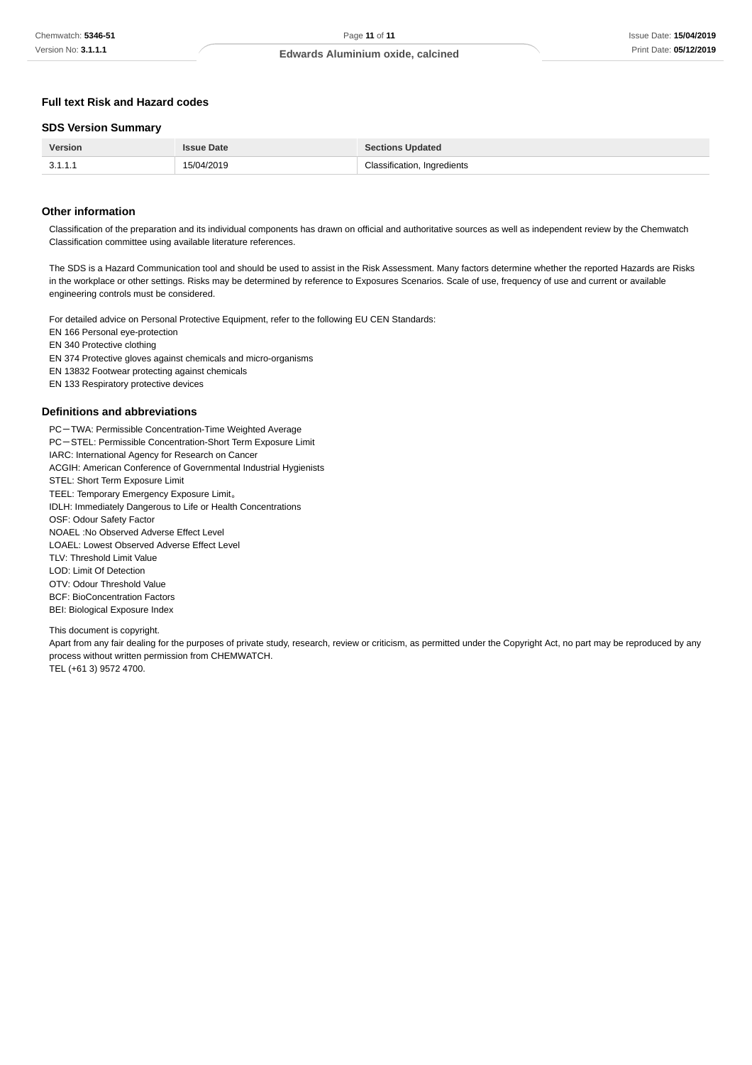### Full text Risk and Hazard codes

### SDS Version Summary

| Version | Issue Date | Sections Updated |
|---|---|---|
| 3.1.1.1 | 15/04/2019 | Classification, Ingredients |

### Other information

Classification of the preparation and its individual components has drawn on official and authoritative sources as well as independent review by the Chemwatch Classification committee using available literature references.

The SDS is a Hazard Communication tool and should be used to assist in the Risk Assessment. Many factors determine whether the reported Hazards are Risks in the workplace or other settings. Risks may be determined by reference to Exposures Scenarios. Scale of use, frequency of use and current or available engineering controls must be considered.

For detailed advice on Personal Protective Equipment, refer to the following EU CEN Standards:
EN 166 Personal eye-protection
EN 340 Protective clothing
EN 374 Protective gloves against chemicals and micro-organisms
EN 13832 Footwear protecting against chemicals
EN 133 Respiratory protective devices

### Definitions and abbreviations

PC－TWA: Permissible Concentration-Time Weighted Average
PC－STEL: Permissible Concentration-Short Term Exposure Limit
IARC: International Agency for Research on Cancer
ACGIH: American Conference of Governmental Industrial Hygienists
STEL: Short Term Exposure Limit
TEEL: Temporary Emergency Exposure Limit。
IDLH: Immediately Dangerous to Life or Health Concentrations
OSF: Odour Safety Factor
NOAEL :No Observed Adverse Effect Level
LOAEL: Lowest Observed Adverse Effect Level
TLV: Threshold Limit Value
LOD: Limit Of Detection
OTV: Odour Threshold Value
BCF: BioConcentration Factors
BEI: Biological Exposure Index

This document is copyright.
Apart from any fair dealing for the purposes of private study, research, review or criticism, as permitted under the Copyright Act, no part may be reproduced by any process without written permission from CHEMWATCH.
TEL (+61 3) 9572 4700.